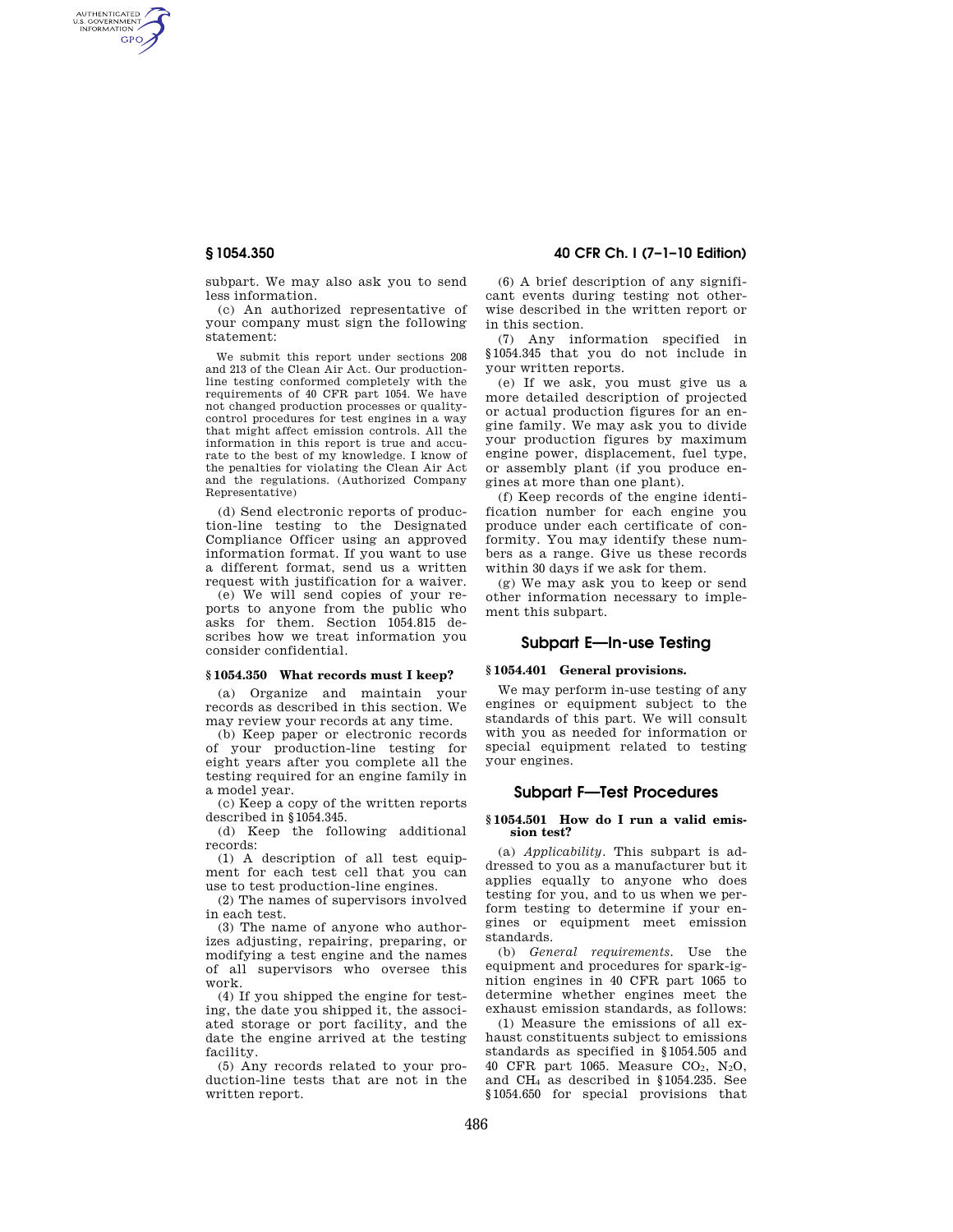subpart. We may also ask you to send less information.

(c) An authorized representative of your company must sign the following statement:

We submit this report under sections 208 and 213 of the Clean Air Act. Our production-line testing conformed completely with the requirements of 40 CFR part 1054. We have not changed production processes or quality-control procedures for test engines in a way that might affect emission controls. All the information in this report is true and accurate to the best of my knowledge. I know of the penalties for violating the Clean Air Act and the regulations. (Authorized Company Representative)

(d) Send electronic reports of production-line testing to the Designated Compliance Officer using an approved information format. If you want to use a different format, send us a written request with justification for a waiver.

(e) We will send copies of your reports to anyone from the public who asks for them. Section 1054.815 describes how we treat information you consider confidential.

### § 1054.350 What records must I keep?

(a) Organize and maintain your records as described in this section. We may review your records at any time.

(b) Keep paper or electronic records of your production-line testing for eight years after you complete all the testing required for an engine family in a model year.

(c) Keep a copy of the written reports described in § 1054.345.

(d) Keep the following additional records:

(1) A description of all test equipment for each test cell that you can use to test production-line engines.

(2) The names of supervisors involved in each test.

(3) The name of anyone who authorizes adjusting, repairing, preparing, or modifying a test engine and the names of all supervisors who oversee this work.

(4) If you shipped the engine for testing, the date you shipped it, the associated storage or port facility, and the date the engine arrived at the testing facility.

(5) Any records related to your production-line tests that are not in the written report.

(6) A brief description of any significant events during testing not otherwise described in the written report or in this section.

(7) Any information specified in § 1054.345 that you do not include in your written reports.

(e) If we ask, you must give us a more detailed description of projected or actual production figures for an engine family. We may ask you to divide your production figures by maximum engine power, displacement, fuel type, or assembly plant (if you produce engines at more than one plant).

(f) Keep records of the engine identification number for each engine you produce under each certificate of conformity. You may identify these numbers as a range. Give us these records within 30 days if we ask for them.

(g) We may ask you to keep or send other information necessary to implement this subpart.

## Subpart E—In-use Testing

### § 1054.401 General provisions.

We may perform in-use testing of any engines or equipment subject to the standards of this part. We will consult with you as needed for information or special equipment related to testing your engines.

## Subpart F—Test Procedures

### § 1054.501 How do I run a valid emission test?

(a) *Applicability.* This subpart is addressed to you as a manufacturer but it applies equally to anyone who does testing for you, and to us when we perform testing to determine if your engines or equipment meet emission standards.

(b) *General requirements.* Use the equipment and procedures for spark-ignition engines in 40 CFR part 1065 to determine whether engines meet the exhaust emission standards, as follows:

(1) Measure the emissions of all exhaust constituents subject to emissions standards as specified in § 1054.505 and 40 CFR part 1065. Measure $CO_2$, $N_2O$, and $CH_4$ as described in § 1054.235. See § 1054.650 for special provisions that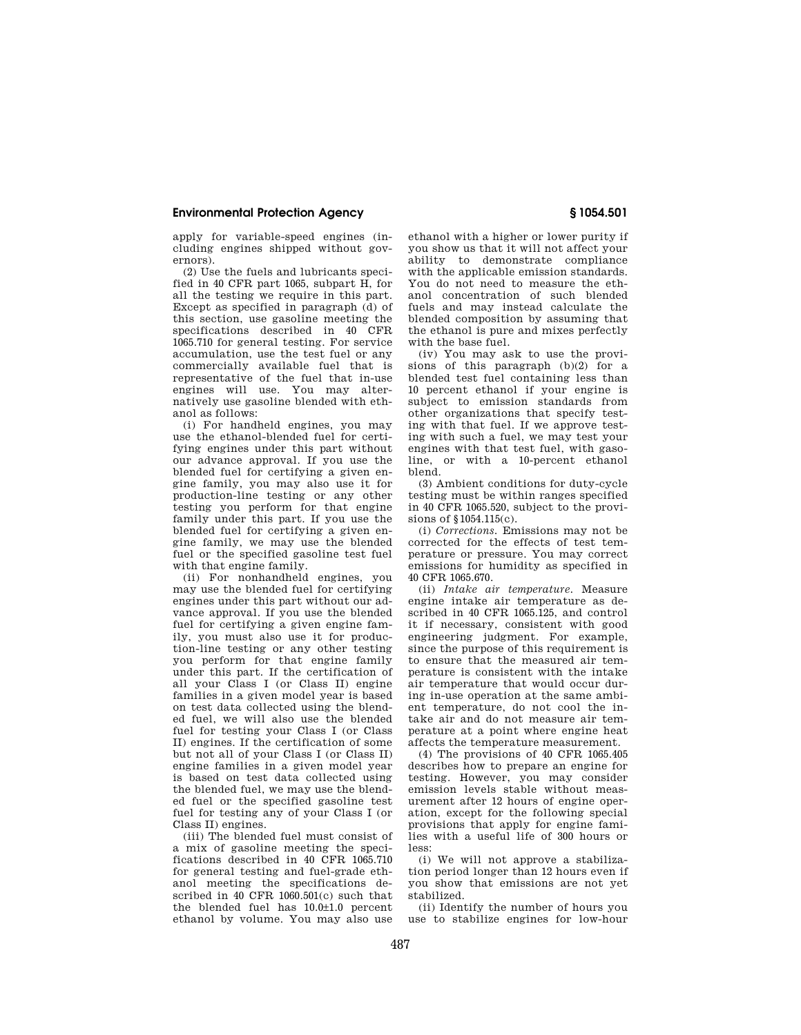apply for variable-speed engines (including engines shipped without governors).

(2) Use the fuels and lubricants specified in 40 CFR part 1065, subpart H, for all the testing we require in this part. Except as specified in paragraph (d) of this section, use gasoline meeting the specifications described in 40 CFR 1065.710 for general testing. For service accumulation, use the test fuel or any commercially available fuel that is representative of the fuel that in-use engines will use. You may alternatively use gasoline blended with ethanol as follows:

(i) For handheld engines, you may use the ethanol-blended fuel for certifying engines under this part without our advance approval. If you use the blended fuel for certifying a given engine family, you may also use it for production-line testing or any other testing you perform for that engine family under this part. If you use the blended fuel for certifying a given engine family, we may use the blended fuel or the specified gasoline test fuel with that engine family.

(ii) For nonhandheld engines, you may use the blended fuel for certifying engines under this part without our advance approval. If you use the blended fuel for certifying a given engine family, you must also use it for production-line testing or any other testing you perform for that engine family under this part. If the certification of all your Class I (or Class II) engine families in a given model year is based on test data collected using the blended fuel, we will also use the blended fuel for testing your Class I (or Class II) engines. If the certification of some but not all of your Class I (or Class II) engine families in a given model year is based on test data collected using the blended fuel, we may use the blended fuel or the specified gasoline test fuel for testing any of your Class I (or Class II) engines.

(iii) The blended fuel must consist of a mix of gasoline meeting the specifications described in 40 CFR 1065.710 for general testing and fuel-grade ethanol meeting the specifications described in 40 CFR 1060.501(c) such that the blended fuel has 10.0±1.0 percent ethanol by volume. You may also use ethanol with a higher or lower purity if you show us that it will not affect your ability to demonstrate compliance with the applicable emission standards. You do not need to measure the ethanol concentration of such blended fuels and may instead calculate the blended composition by assuming that the ethanol is pure and mixes perfectly with the base fuel.

(iv) You may ask to use the provisions of this paragraph (b)(2) for a blended test fuel containing less than 10 percent ethanol if your engine is subject to emission standards from other organizations that specify testing with that fuel. If we approve testing with such a fuel, we may test your engines with that test fuel, with gasoline, or with a 10-percent ethanol blend.

(3) Ambient conditions for duty-cycle testing must be within ranges specified in 40 CFR 1065.520, subject to the provisions of §1054.115(c).

(i) *Corrections.* Emissions may not be corrected for the effects of test temperature or pressure. You may correct emissions for humidity as specified in 40 CFR 1065.670.

(ii) *Intake air temperature.* Measure engine intake air temperature as described in 40 CFR 1065.125, and control it if necessary, consistent with good engineering judgment. For example, since the purpose of this requirement is to ensure that the measured air temperature is consistent with the intake air temperature that would occur during in-use operation at the same ambient temperature, do not cool the intake air and do not measure air temperature at a point where engine heat affects the temperature measurement.

(4) The provisions of 40 CFR 1065.405 describes how to prepare an engine for testing. However, you may consider emission levels stable without measurement after 12 hours of engine operation, except for the following special provisions that apply for engine families with a useful life of 300 hours or less:

(i) We will not approve a stabilization period longer than 12 hours even if you show that emissions are not yet stabilized.

(ii) Identify the number of hours you use to stabilize engines for low-hour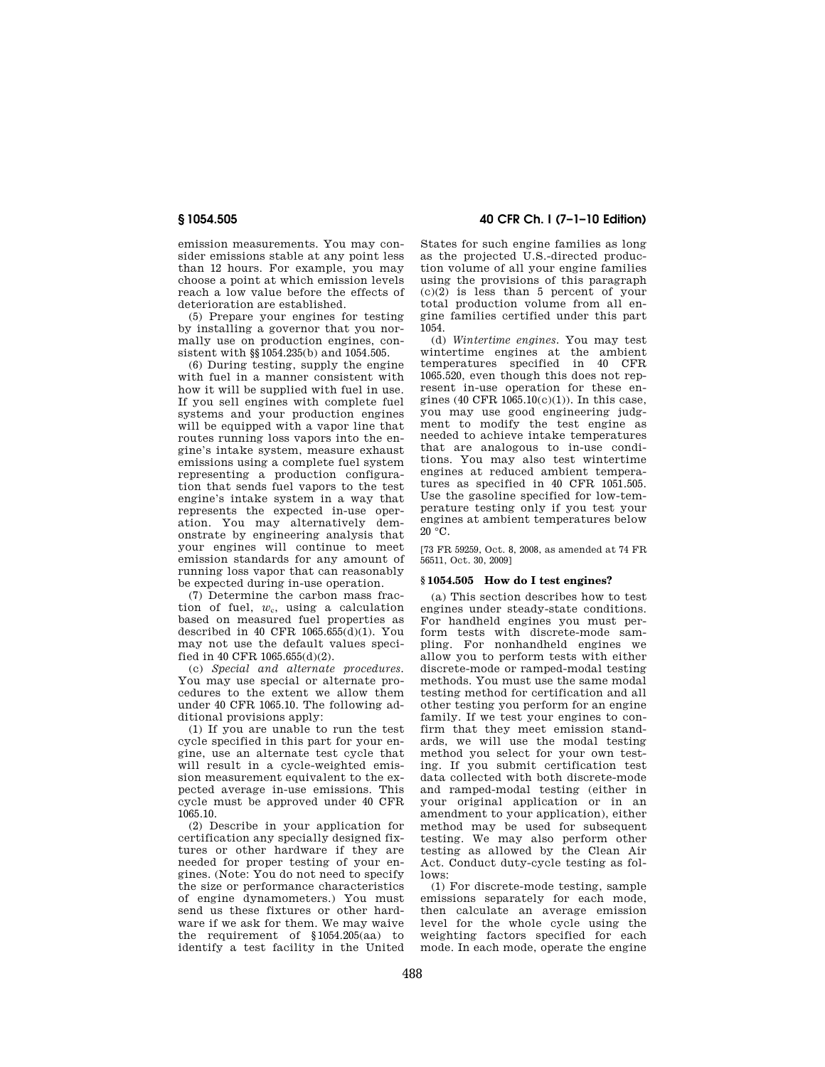emission measurements. You may consider emissions stable at any point less than 12 hours. For example, you may choose a point at which emission levels reach a low value before the effects of deterioration are established.

(5) Prepare your engines for testing by installing a governor that you normally use on production engines, consistent with §§1054.235(b) and 1054.505.

(6) During testing, supply the engine with fuel in a manner consistent with how it will be supplied with fuel in use. If you sell engines with complete fuel systems and your production engines will be equipped with a vapor line that routes running loss vapors into the engine's intake system, measure exhaust emissions using a complete fuel system representing a production configuration that sends fuel vapors to the test engine's intake system in a way that represents the expected in-use operation. You may alternatively demonstrate by engineering analysis that your engines will continue to meet emission standards for any amount of running loss vapor that can reasonably be expected during in-use operation.

(7) Determine the carbon mass fraction of fuel, $w_c$, using a calculation based on measured fuel properties as described in 40 CFR 1065.655(d)(1). You may not use the default values specified in 40 CFR 1065.655(d)(2).

(c) *Special and alternate procedures.* You may use special or alternate procedures to the extent we allow them under 40 CFR 1065.10. The following additional provisions apply:

(1) If you are unable to run the test cycle specified in this part for your engine, use an alternate test cycle that will result in a cycle-weighted emission measurement equivalent to the expected average in-use emissions. This cycle must be approved under 40 CFR 1065.10.

(2) Describe in your application for certification any specially designed fixtures or other hardware if they are needed for proper testing of your engines. (Note: You do not need to specify the size or performance characteristics of engine dynamometers.) You must send us these fixtures or other hardware if we ask for them. We may waive the requirement of §1054.205(aa) to identify a test facility in the United States for such engine families as long as the projected U.S.-directed production volume of all your engine families using the provisions of this paragraph (c)(2) is less than 5 percent of your total production volume from all engine families certified under this part 1054.

(d) *Wintertime engines.* You may test wintertime engines at the ambient temperatures specified in 40 CFR 1065.520, even though this does not represent in-use operation for these engines (40 CFR 1065.10(c)(1)). In this case, you may use good engineering judgment to modify the test engine as needed to achieve intake temperatures that are analogous to in-use conditions. You may also test wintertime engines at reduced ambient temperatures as specified in 40 CFR 1051.505. Use the gasoline specified for low-temperature testing only if you test your engines at ambient temperatures below 20 °C.

[73 FR 59259, Oct. 8, 2008, as amended at 74 FR 56511, Oct. 30, 2009]

### §1054.505 How do I test engines?

(a) This section describes how to test engines under steady-state conditions. For handheld engines you must perform tests with discrete-mode sampling. For nonhandheld engines we allow you to perform tests with either discrete-mode or ramped-modal testing methods. You must use the same modal testing method for certification and all other testing you perform for an engine family. If we test your engines to confirm that they meet emission standards, we will use the modal testing method you select for your own testing. If you submit certification test data collected with both discrete-mode and ramped-modal testing (either in your original application or in an amendment to your application), either method may be used for subsequent testing. We may also perform other testing as allowed by the Clean Air Act. Conduct duty-cycle testing as follows:

(1) For discrete-mode testing, sample emissions separately for each mode, then calculate an average emission level for the whole cycle using the weighting factors specified for each mode. In each mode, operate the engine